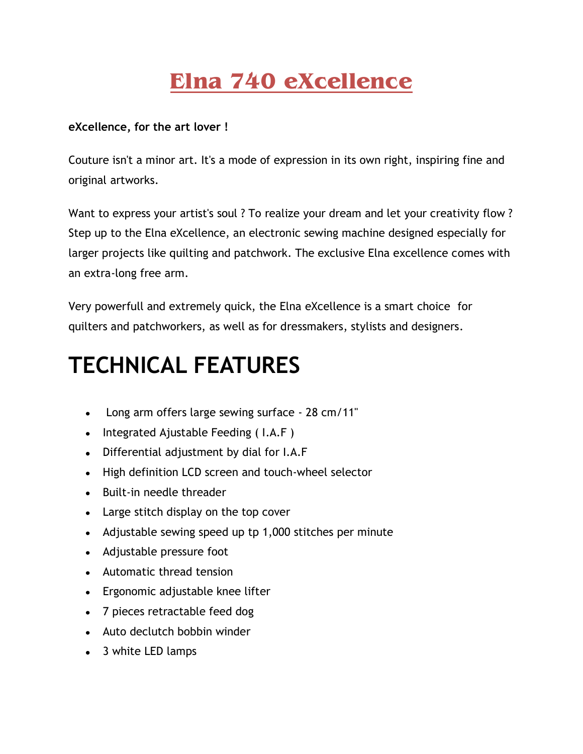# Elna 740 eXcellence

**eXcellence, for the art lover !**

Couture isn't a minor art. It's a mode of expression in its own right, inspiring fine and original artworks.

Want to express your artist's soul ? To realize your dream and let your creativity flow ? Step up to the Elna eXcellence, an electronic sewing machine designed especially for larger projects like quilting and patchwork. The exclusive Elna excellence comes with an extra-long free arm.

Very powerfull and extremely quick, the Elna eXcellence is a smart choice for quilters and patchworkers, as well as for dressmakers, stylists and designers.

# TECHNICAL FEATURES

- Long arm offers large sewing surface - 28 cm/11"
- Integrated Ajustable Feeding ( I.A.F )
- Differential adjustment by dial for I.A.F
- High definition LCD screen and touch-wheel selector
- Built-in needle threader
- Large stitch display on the top cover
- Adjustable sewing speed up tp 1,000 stitches per minute
- Adjustable pressure foot
- Automatic thread tension
- Ergonomic adjustable knee lifter
- 7 pieces retractable feed dog
- Auto declutch bobbin winder
- 3 white LED lamps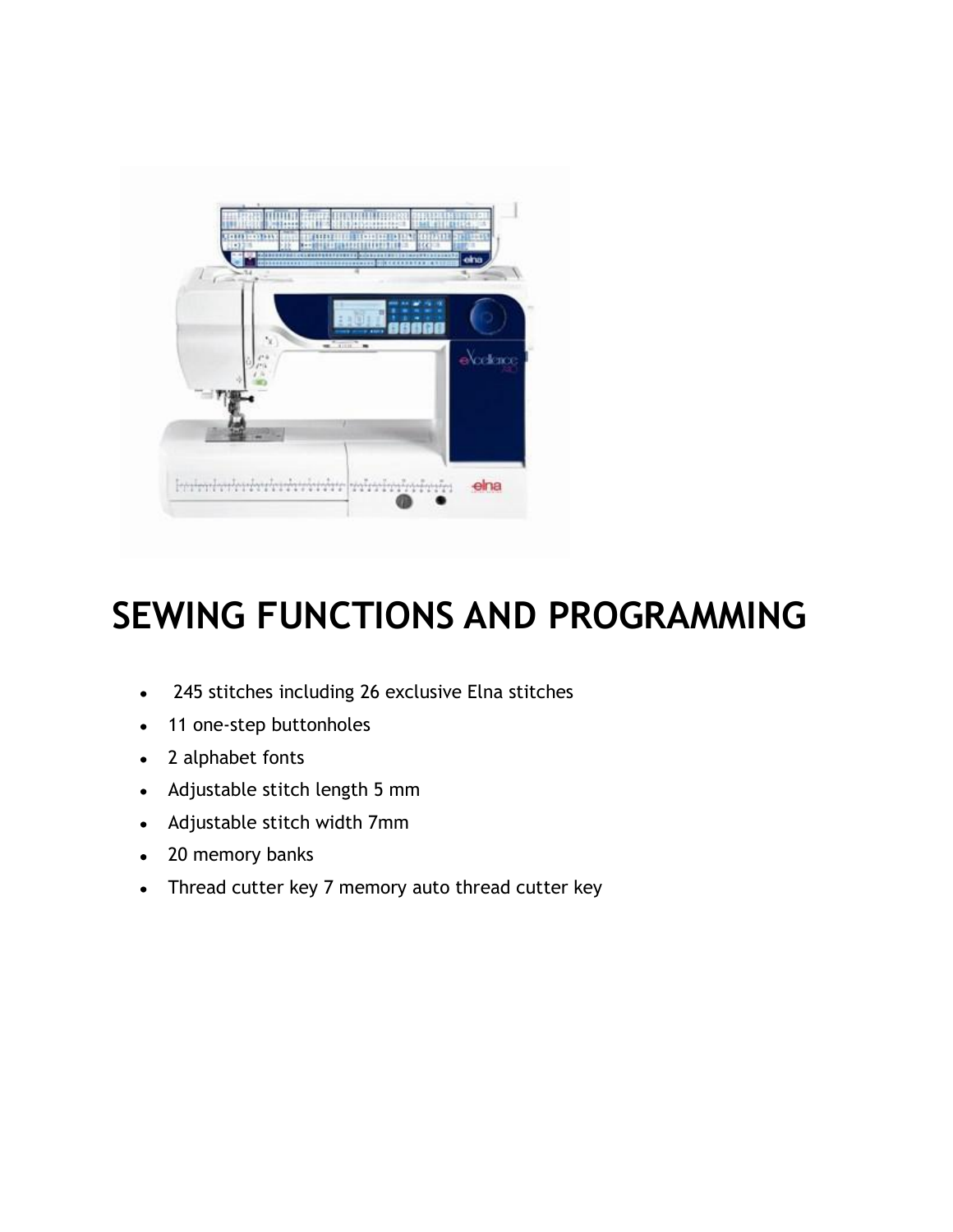# SEWING FUNCTIONS AND PROGRAMMING

- 245 stitches including 26 exclusive Elna stitches
- 11 one-step buttonholes
- 2 alphabet fonts
- Adjustable stitch length 5 mm
- Adjustable stitch width 7mm
- 20 memory banks
- Thread cutter key 7 memory auto thread cutter key